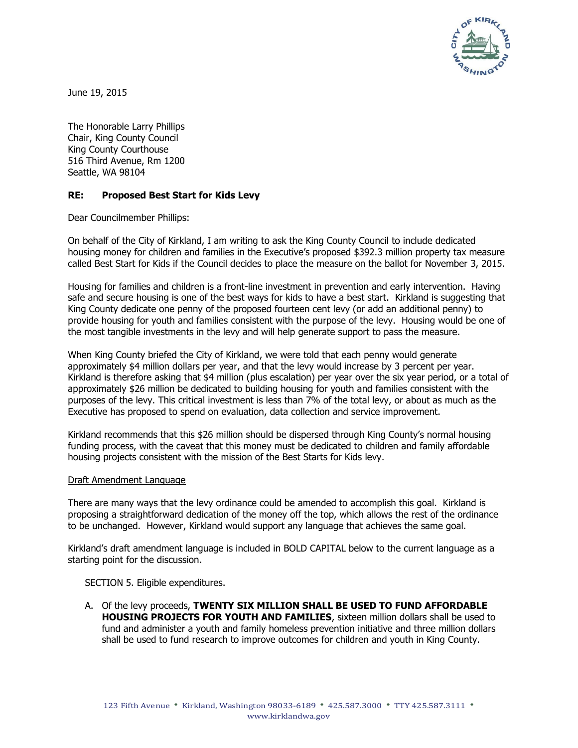June 19, 2015

The Honorable Larry Phillips
Chair, King County Council
King County Courthouse
516 Third Avenue, Rm 1200
Seattle, WA 98104

**RE: Proposed Best Start for Kids Levy**

Dear Councilmember Phillips:

On behalf of the City of Kirkland, I am writing to ask the King County Council to include dedicated housing money for children and families in the Executive's proposed $392.3 million property tax measure called Best Start for Kids if the Council decides to place the measure on the ballot for November 3, 2015.

Housing for families and children is a front-line investment in prevention and early intervention. Having safe and secure housing is one of the best ways for kids to have a best start. Kirkland is suggesting that King County dedicate one penny of the proposed fourteen cent levy (or add an additional penny) to provide housing for youth and families consistent with the purpose of the levy. Housing would be one of the most tangible investments in the levy and will help generate support to pass the measure.

When King County briefed the City of Kirkland, we were told that each penny would generate approximately $4 million dollars per year, and that the levy would increase by 3 percent per year. Kirkland is therefore asking that $4 million (plus escalation) per year over the six year period, or a total of approximately $26 million be dedicated to building housing for youth and families consistent with the purposes of the levy. This critical investment is less than 7% of the total levy, or about as much as the Executive has proposed to spend on evaluation, data collection and service improvement.

Kirkland recommends that this $26 million should be dispersed through King County's normal housing funding process, with the caveat that this money must be dedicated to children and family affordable housing projects consistent with the mission of the Best Starts for Kids levy.

Draft Amendment Language

There are many ways that the levy ordinance could be amended to accomplish this goal. Kirkland is proposing a straightforward dedication of the money off the top, which allows the rest of the ordinance to be unchanged. However, Kirkland would support any language that achieves the same goal.

Kirkland's draft amendment language is included in BOLD CAPITAL below to the current language as a starting point for the discussion.

SECTION 5. Eligible expenditures.

A. Of the levy proceeds, **TWENTY SIX MILLION SHALL BE USED TO FUND AFFORDABLE HOUSING PROJECTS FOR YOUTH AND FAMILIES**, sixteen million dollars shall be used to fund and administer a youth and family homeless prevention initiative and three million dollars shall be used to fund research to improve outcomes for children and youth in King County.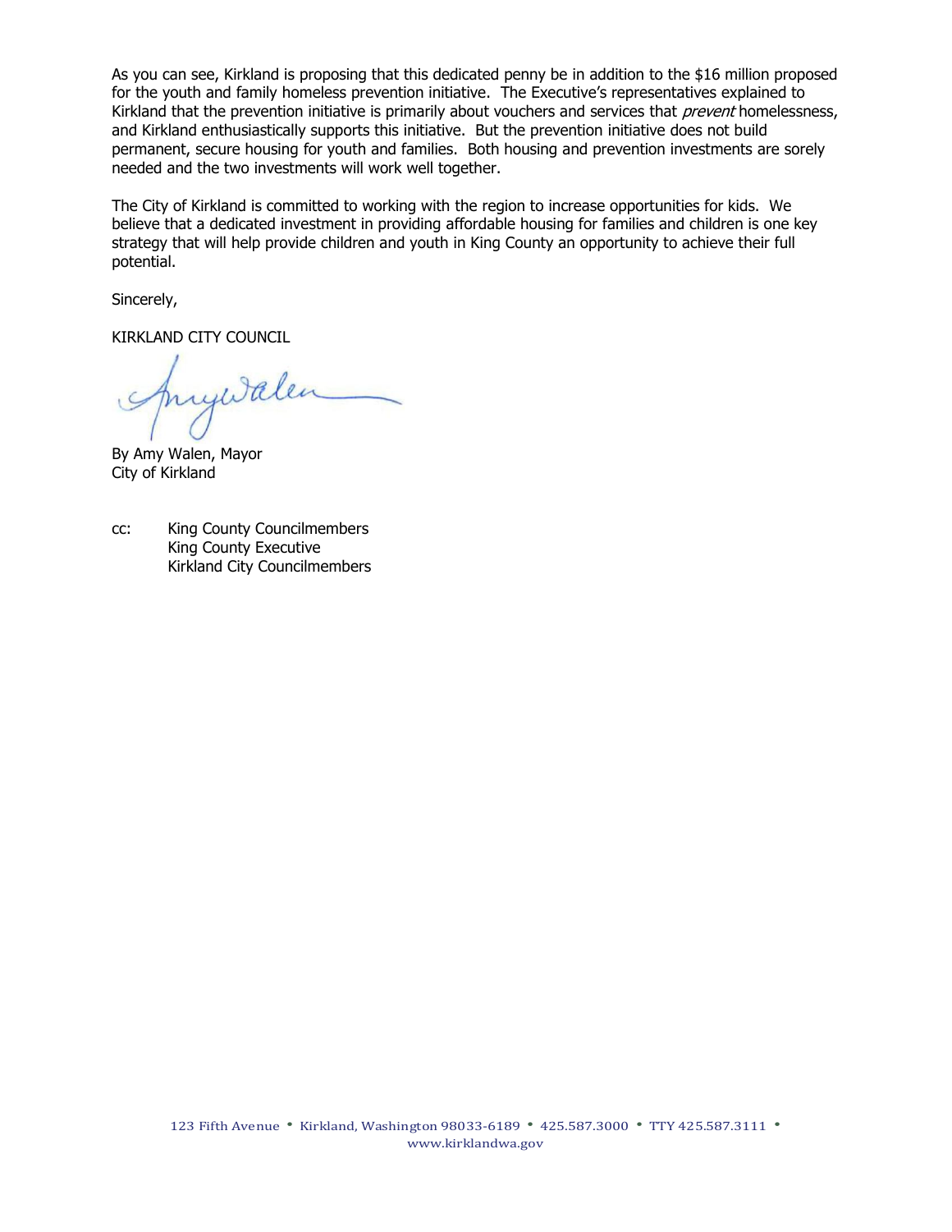As you can see, Kirkland is proposing that this dedicated penny be in addition to the $16 million proposed for the youth and family homeless prevention initiative. The Executive's representatives explained to Kirkland that the prevention initiative is primarily about vouchers and services that *prevent* homelessness, and Kirkland enthusiastically supports this initiative. But the prevention initiative does not build permanent, secure housing for youth and families. Both housing and prevention investments are sorely needed and the two investments will work well together.

The City of Kirkland is committed to working with the region to increase opportunities for kids. We believe that a dedicated investment in providing affordable housing for families and children is one key strategy that will help provide children and youth in King County an opportunity to achieve their full potential.

Sincerely,

KIRKLAND CITY COUNCIL

By Amy Walen, Mayor
City of Kirkland

cc: King County Councilmembers
King County Executive
Kirkland City Councilmembers

123 Fifth Avenue • Kirkland, Washington 98033-6189 • 425.587.3000 • TTY 425.587.3111 •
www.kirklandwa.gov